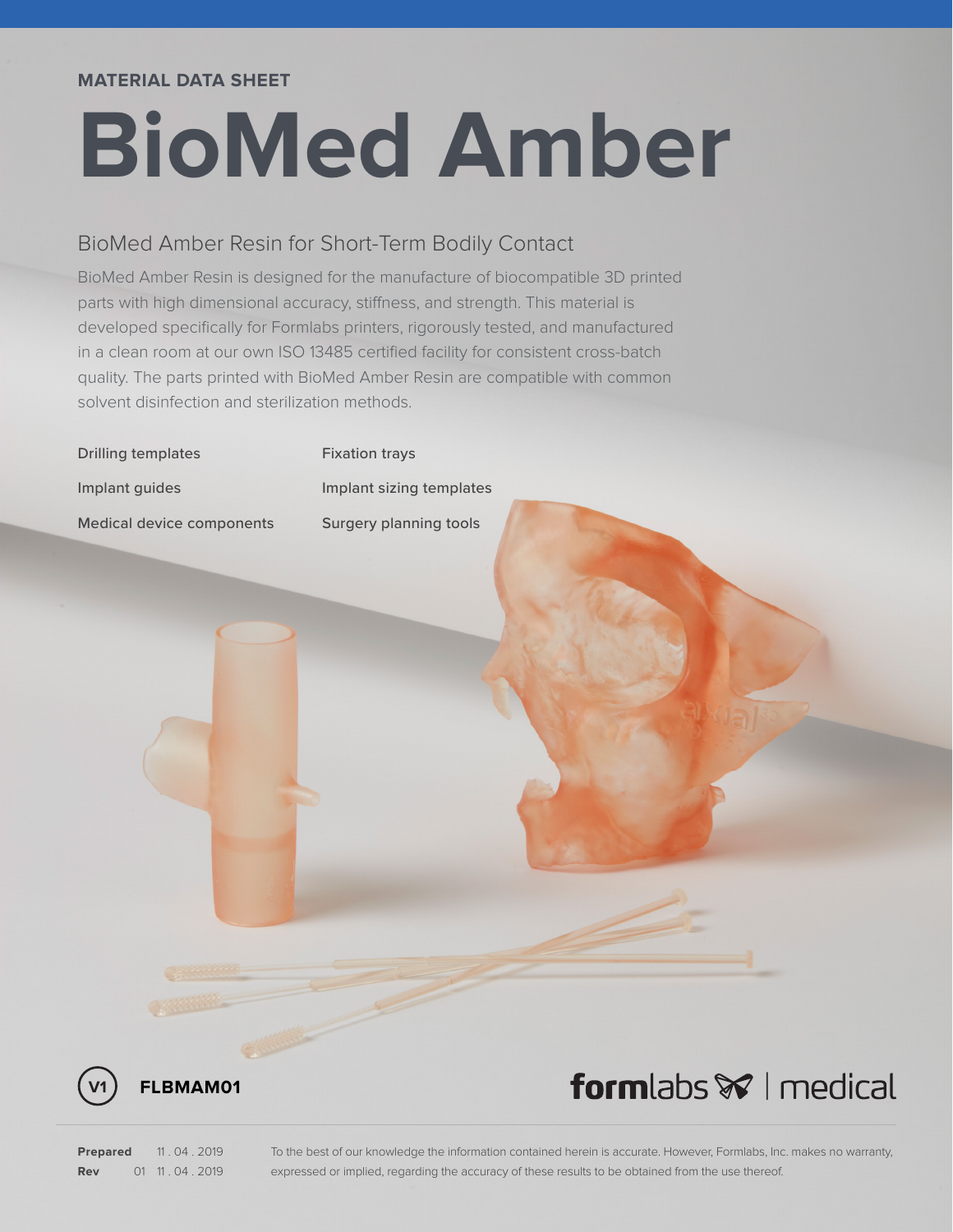MATERIAL DATA SHEET

# BioMed Amber

## BioMed Amber Resin for Short-Term Bodily Contact

BioMed Amber Resin is designed for the manufacture of biocompatible 3D printed parts with high dimensional accuracy, stiffness, and strength. This material is developed specifically for Formlabs printers, rigorously tested, and manufactured in a clean room at our own ISO 13485 certified facility for consistent cross-batch quality. The parts printed with BioMed Amber Resin are compatible with common solvent disinfection and sterilization methods.

- Drilling templates
- Implant guides
- Medical device components
- Fixation trays
- Implant sizing templates
- Surgery planning tools

V1 **FLBMAM01**

formlabs | medical

**Prepared** 11 . 04 . 2019
**Rev** 01 11 . 04 . 2019

To the best of our knowledge the information contained herein is accurate. However, Formlabs, Inc. makes no warranty, expressed or implied, regarding the accuracy of these results to be obtained from the use thereof.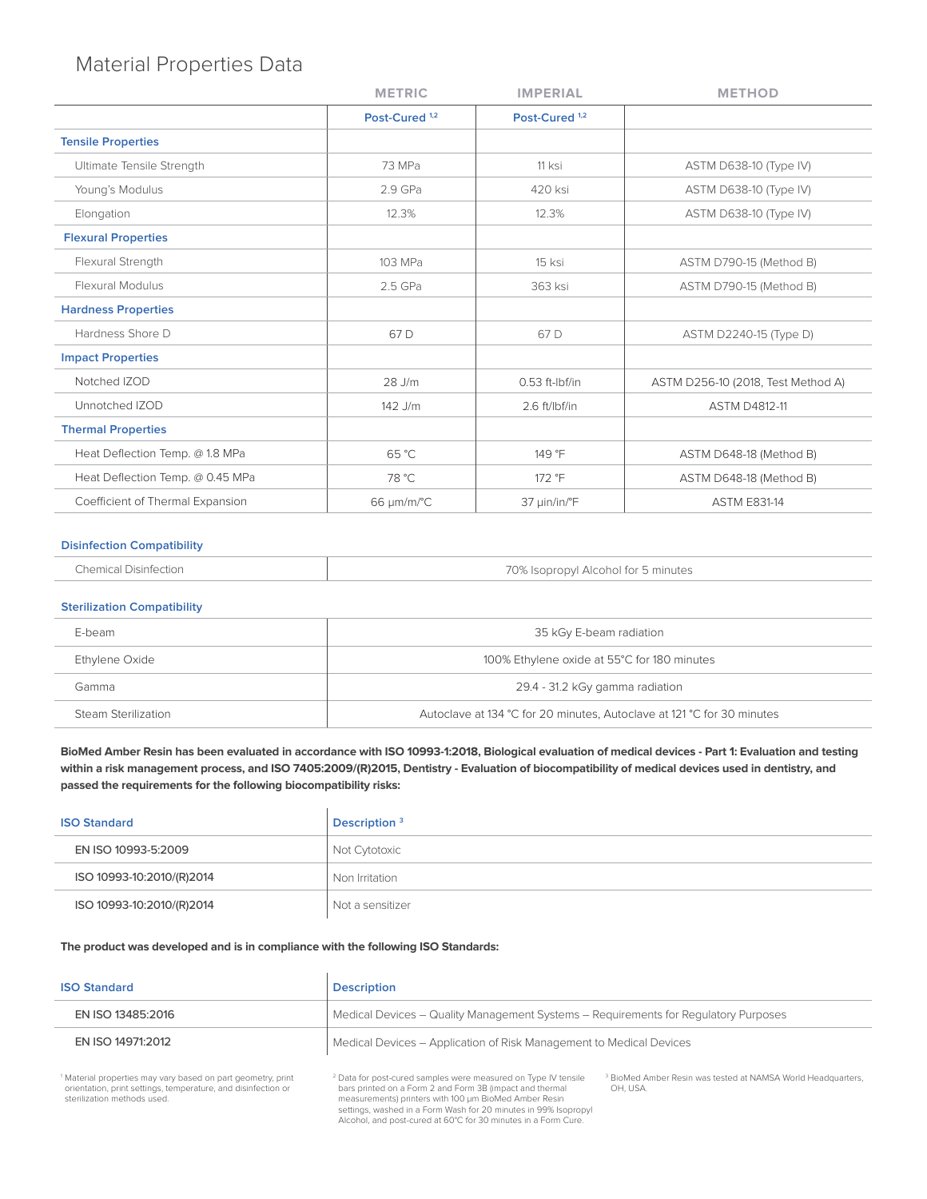# Material Properties Data

| | METRIC | IMPERIAL | METHOD |
|---|---|---|---|
| | Post-Cured [1,2] | Post-Cured [1,2] | |
| **Tensile Properties** | | | |
| Ultimate Tensile Strength | 73 MPa | 11 ksi | ASTM D638-10 (Type IV) |
| Young's Modulus | 2.9 GPa | 420 ksi | ASTM D638-10 (Type IV) |
| Elongation | 12.3% | 12.3% | ASTM D638-10 (Type IV) |
| **Flexural Properties** | | | |
| Flexural Strength | 103 MPa | 15 ksi | ASTM D790-15 (Method B) |
| Flexural Modulus | 2.5 GPa | 363 ksi | ASTM D790-15 (Method B) |
| **Hardness Properties** | | | |
| Hardness Shore D | 67 D | 67 D | ASTM D2240-15 (Type D) |
| **Impact Properties** | | | |
| Notched IZOD | 28 J/m | 0.53 ft-lbf/in | ASTM D256-10 (2018, Test Method A) |
| Unnotched IZOD | 142 J/m | 2.6 ft/lbf/in | ASTM D4812-11 |
| **Thermal Properties** | | | |
| Heat Deflection Temp. @ 1.8 MPa | 65 °C | 149 °F | ASTM D648-18 (Method B) |
| Heat Deflection Temp. @ 0.45 MPa | 78 °C | 172 °F | ASTM D648-18 (Method B) |
| Coefficient of Thermal Expansion | 66 μm/m/°C | 37 μin/in/°F | ASTM E831-14 |

## Disinfection Compatibility

| | |
|---|---|
| Chemical Disinfection | 70% Isopropyl Alcohol for 5 minutes |

## Sterilization Compatibility

| | |
|---|---|
| E-beam | 35 kGy E-beam radiation |
| Ethylene Oxide | 100% Ethylene oxide at 55°C for 180 minutes |
| Gamma | 29.4 - 31.2 kGy gamma radiation |
| Steam Sterilization | Autoclave at 134 °C for 20 minutes, Autoclave at 121 °C for 30 minutes |

**BioMed Amber Resin has been evaluated in accordance with ISO 10993-1:2018, Biological evaluation of medical devices - Part 1: Evaluation and testing within a risk management process, and ISO 7405:2009/(R)2015, Dentistry - Evaluation of biocompatibility of medical devices used in dentistry, and passed the requirements for the following biocompatibility risks:**

| ISO Standard | Description [3] |
|---|---|
| EN ISO 10993-5:2009 | Not Cytotoxic |
| ISO 10993-10:2010/(R)2014 | Non Irritation |
| ISO 10993-10:2010/(R)2014 | Not a sensitizer |

**The product was developed and is in compliance with the following ISO Standards:**

| ISO Standard | Description |
|---|---|
| EN ISO 13485:2016 | Medical Devices – Quality Management Systems – Requirements for Regulatory Purposes |
| EN ISO 14971:2012 | Medical Devices – Application of Risk Management to Medical Devices |

[1] Material properties may vary based on part geometry, print orientation, print settings, temperature, and disinfection or sterilization methods used.

[2] Data for post-cured samples were measured on Type IV tensile bars printed on a Form 2 and Form 3B (impact and thermal measurements) printers with 100 µm BioMed Amber Resin settings, washed in a Form Wash for 20 minutes in 99% Isopropyl Alcohol, and post-cured at 60°C for 30 minutes in a Form Cure.

[3] BioMed Amber Resin was tested at NAMSA World Headquarters, OH, USA.